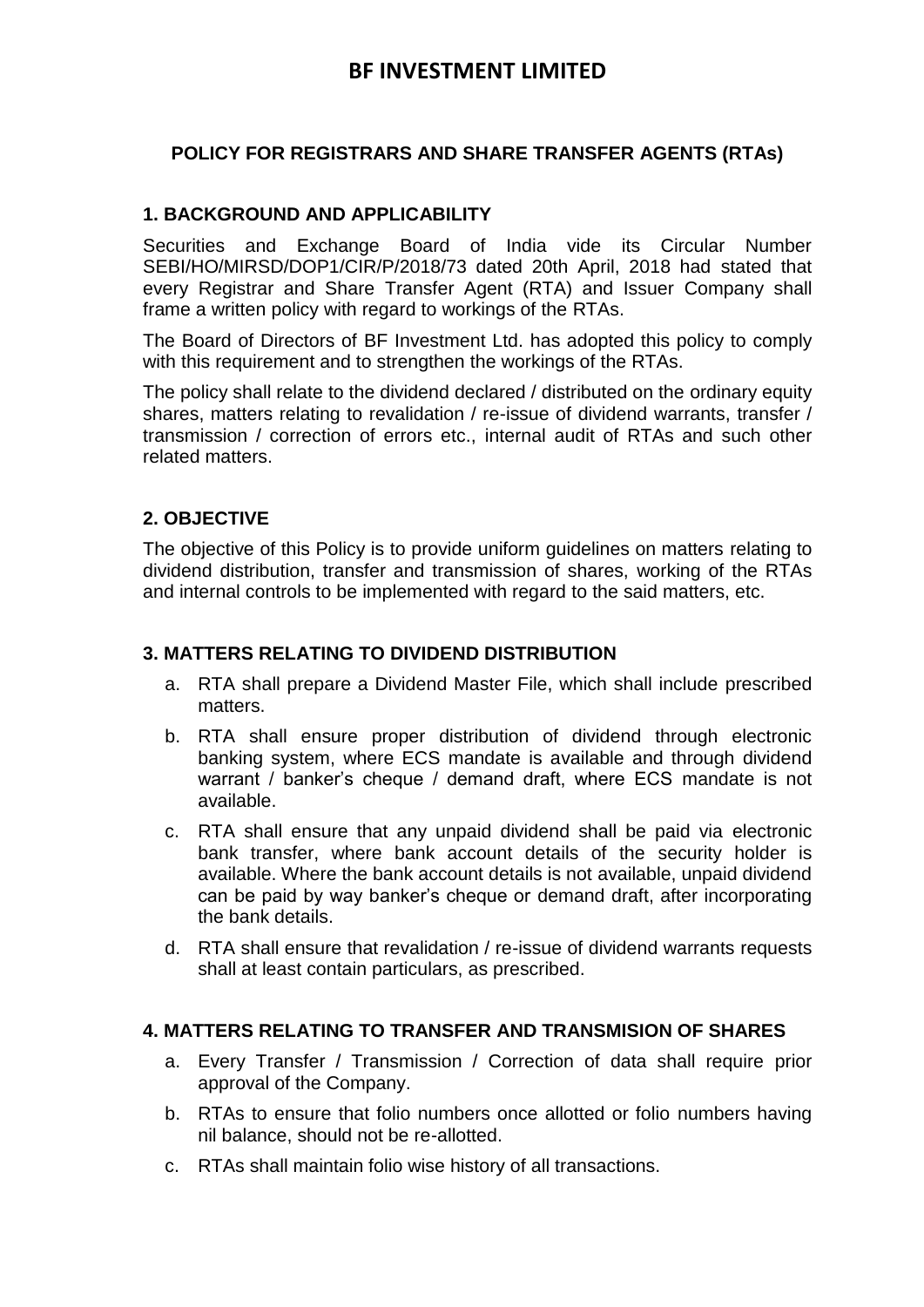# BF INVESTMENT LIMITED

## POLICY FOR REGISTRARS AND SHARE TRANSFER AGENTS (RTAs)

### 1. BACKGROUND AND APPLICABILITY

Securities and Exchange Board of India vide its Circular Number SEBI/HO/MIRSD/DOP1/CIR/P/2018/73 dated 20th April, 2018 had stated that every Registrar and Share Transfer Agent (RTA) and Issuer Company shall frame a written policy with regard to workings of the RTAs.

The Board of Directors of BF Investment Ltd. has adopted this policy to comply with this requirement and to strengthen the workings of the RTAs.

The policy shall relate to the dividend declared / distributed on the ordinary equity shares, matters relating to revalidation / re-issue of dividend warrants, transfer / transmission / correction of errors etc., internal audit of RTAs and such other related matters.

### 2. OBJECTIVE

The objective of this Policy is to provide uniform guidelines on matters relating to dividend distribution, transfer and transmission of shares, working of the RTAs and internal controls to be implemented with regard to the said matters, etc.

### 3. MATTERS RELATING TO DIVIDEND DISTRIBUTION

a. RTA shall prepare a Dividend Master File, which shall include prescribed matters.

b. RTA shall ensure proper distribution of dividend through electronic banking system, where ECS mandate is available and through dividend warrant / banker's cheque / demand draft, where ECS mandate is not available.

c. RTA shall ensure that any unpaid dividend shall be paid via electronic bank transfer, where bank account details of the security holder is available. Where the bank account details is not available, unpaid dividend can be paid by way banker's cheque or demand draft, after incorporating the bank details.

d. RTA shall ensure that revalidation / re-issue of dividend warrants requests shall at least contain particulars, as prescribed.

### 4. MATTERS RELATING TO TRANSFER AND TRANSMISION OF SHARES

a. Every Transfer / Transmission / Correction of data shall require prior approval of the Company.

b. RTAs to ensure that folio numbers once allotted or folio numbers having nil balance, should not be re-allotted.

c. RTAs shall maintain folio wise history of all transactions.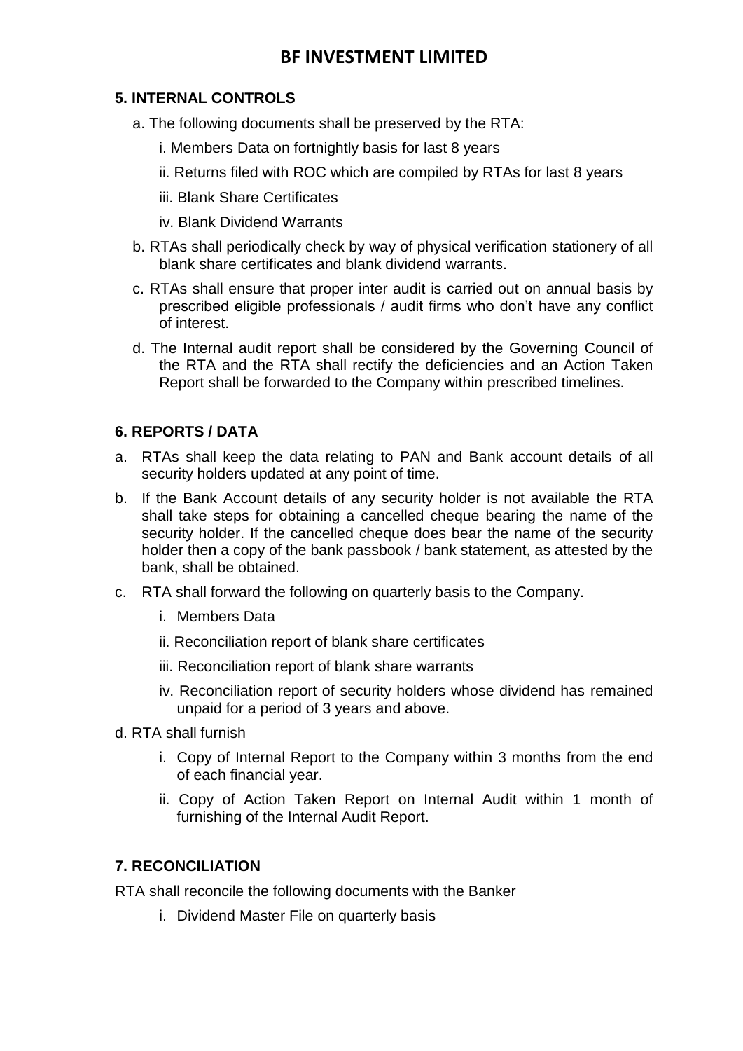# BF INVESTMENT LIMITED

### 5. INTERNAL CONTROLS

a. The following documents shall be preserved by the RTA:

   i. Members Data on fortnightly basis for last 8 years

   ii. Returns filed with ROC which are compiled by RTAs for last 8 years

   iii. Blank Share Certificates

   iv. Blank Dividend Warrants

b. RTAs shall periodically check by way of physical verification stationery of all blank share certificates and blank dividend warrants.

c. RTAs shall ensure that proper inter audit is carried out on annual basis by prescribed eligible professionals / audit firms who don't have any conflict of interest.

d. The Internal audit report shall be considered by the Governing Council of the RTA and the RTA shall rectify the deficiencies and an Action Taken Report shall be forwarded to the Company within prescribed timelines.

### 6. REPORTS / DATA

a. RTAs shall keep the data relating to PAN and Bank account details of all security holders updated at any point of time.

b. If the Bank Account details of any security holder is not available the RTA shall take steps for obtaining a cancelled cheque bearing the name of the security holder. If the cancelled cheque does bear the name of the security holder then a copy of the bank passbook / bank statement, as attested by the bank, shall be obtained.

c. RTA shall forward the following on quarterly basis to the Company.

   i. Members Data

   ii. Reconciliation report of blank share certificates

   iii. Reconciliation report of blank share warrants

   iv. Reconciliation report of security holders whose dividend has remained unpaid for a period of 3 years and above.

d. RTA shall furnish

   i. Copy of Internal Report to the Company within 3 months from the end of each financial year.

   ii. Copy of Action Taken Report on Internal Audit within 1 month of furnishing of the Internal Audit Report.

### 7. RECONCILIATION

RTA shall reconcile the following documents with the Banker

   i. Dividend Master File on quarterly basis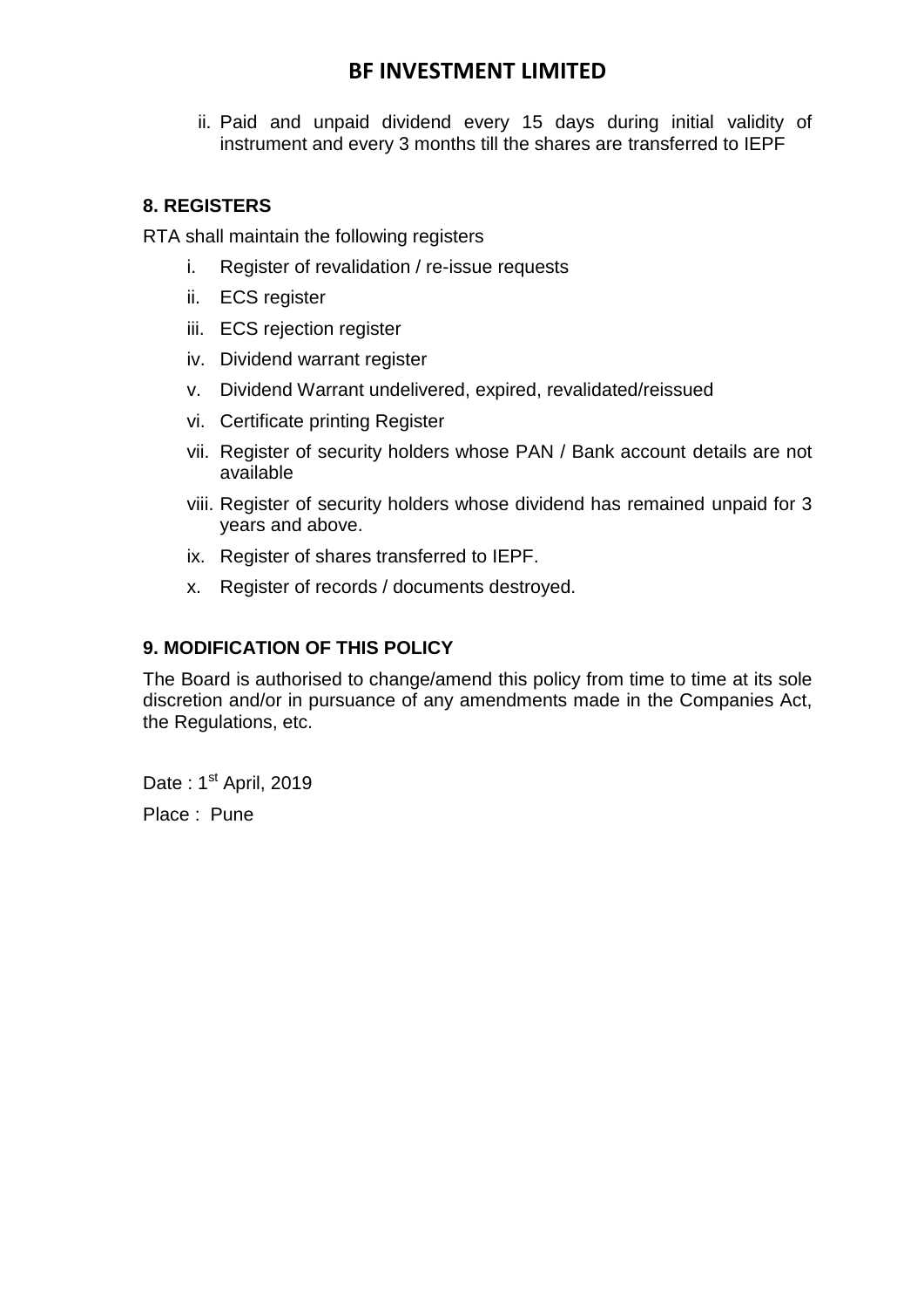ii. Paid and unpaid dividend every 15 days during initial validity of instrument and every 3 months till the shares are transferred to IEPF

## 8. REGISTERS

RTA shall maintain the following registers

i. Register of revalidation / re-issue requests
ii. ECS register
iii. ECS rejection register
iv. Dividend warrant register
v. Dividend Warrant undelivered, expired, revalidated/reissued
vi. Certificate printing Register
vii. Register of security holders whose PAN / Bank account details are not available
viii. Register of security holders whose dividend has remained unpaid for 3 years and above.
ix. Register of shares transferred to IEPF.
x. Register of records / documents destroyed.

## 9. MODIFICATION OF THIS POLICY

The Board is authorised to change/amend this policy from time to time at its sole discretion and/or in pursuance of any amendments made in the Companies Act, the Regulations, etc.

Date : 1st April, 2019

Place : Pune